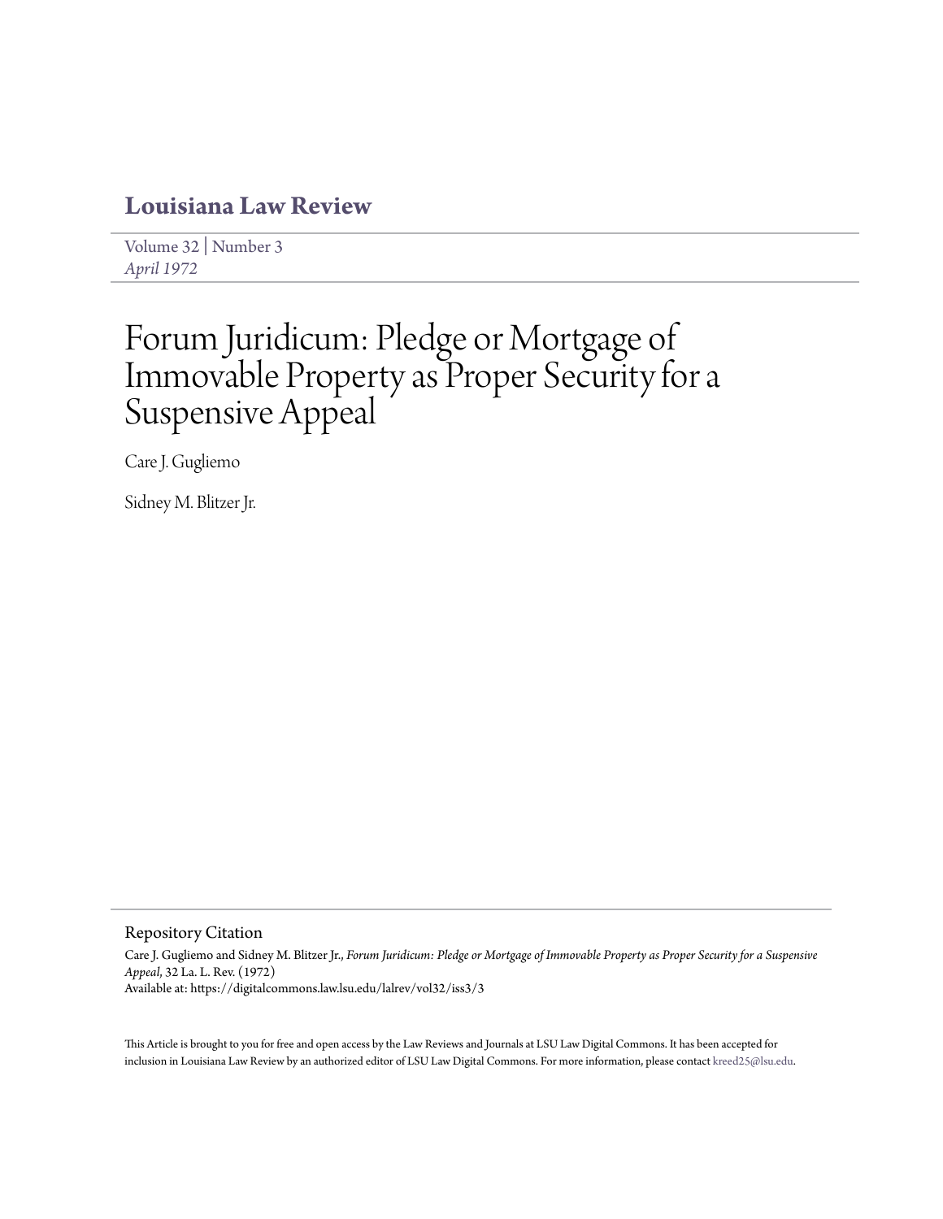# Louisiana Law Review

Volume 32 | Number 3
*April 1972*

# Forum Juridicum: Pledge or Mortgage of Immovable Property as Proper Security for a Suspensive Appeal

Care J. Gugliemo

Sidney M. Blitzer Jr.

## Repository Citation

Care J. Gugliemo and Sidney M. Blitzer Jr., *Forum Juridicum: Pledge or Mortgage of Immovable Property as Proper Security for a Suspensive Appeal,* 32 La. L. Rev. (1972)
Available at: https://digitalcommons.law.lsu.edu/lalrev/vol32/iss3/3

This Article is brought to you for free and open access by the Law Reviews and Journals at LSU Law Digital Commons. It has been accepted for inclusion in Louisiana Law Review by an authorized editor of LSU Law Digital Commons. For more information, please contact kreed25@lsu.edu.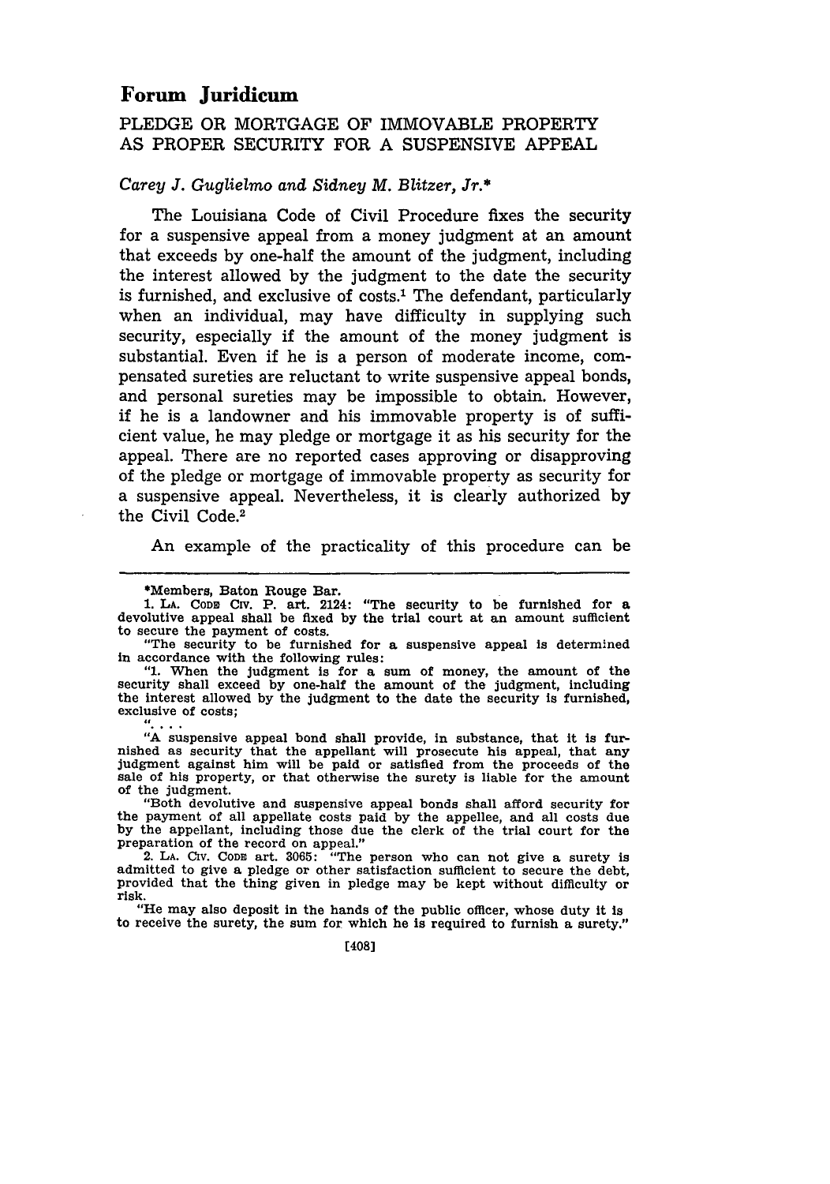# Forum Juridicum

## PLEDGE OR MORTGAGE OF IMMOVABLE PROPERTY AS PROPER SECURITY FOR A SUSPENSIVE APPEAL

*Carey J. Guglielmo and Sidney M. Blitzer, Jr.**

The Louisiana Code of Civil Procedure fixes the security for a suspensive appeal from a money judgment at an amount that exceeds by one-half the amount of the judgment, including the interest allowed by the judgment to the date the security is furnished, and exclusive of costs.[1] The defendant, particularly when an individual, may have difficulty in supplying such security, especially if the amount of the money judgment is substantial. Even if he is a person of moderate income, compensated sureties are reluctant to write suspensive appeal bonds, and personal sureties may be impossible to obtain. However, if he is a landowner and his immovable property is of sufficient value, he may pledge or mortgage it as his security for the appeal. There are no reported cases approving or disapproving of the pledge or mortgage of immovable property as security for a suspensive appeal. Nevertheless, it is clearly authorized by the Civil Code.[2]

An example of the practicality of this procedure can be

---

*Members, Baton Rouge Bar.

1. LA. CODE CIV. P. art. 2124: "The security to be furnished for a devolutive appeal shall be fixed by the trial court at an amount sufficient to secure the payment of costs.

"The security to be furnished for a suspensive appeal is determined in accordance with the following rules:

"1. When the judgment is for a sum of money, the amount of the security shall exceed by one-half the amount of the judgment, including the interest allowed by the judgment to the date the security is furnished, exclusive of costs;

". . . .

"A suspensive appeal bond shall provide, in substance, that it is furnished as security that the appellant will prosecute his appeal, that any judgment against him will be paid or satisfied from the proceeds of the sale of his property, or that otherwise the surety is liable for the amount of the judgment.

"Both devolutive and suspensive appeal bonds shall afford security for the payment of all appellate costs paid by the appellee, and all costs due by the appellant, including those due the clerk of the trial court for the preparation of the record on appeal."

2. LA. CIV. CODE art. 3065: "The person who can not give a surety is admitted to give a pledge or other satisfaction sufficient to secure the debt, provided that the thing given in pledge may be kept without difficulty or risk.

"He may also deposit in the hands of the public officer, whose duty it is to receive the surety, the sum for which he is required to furnish a surety."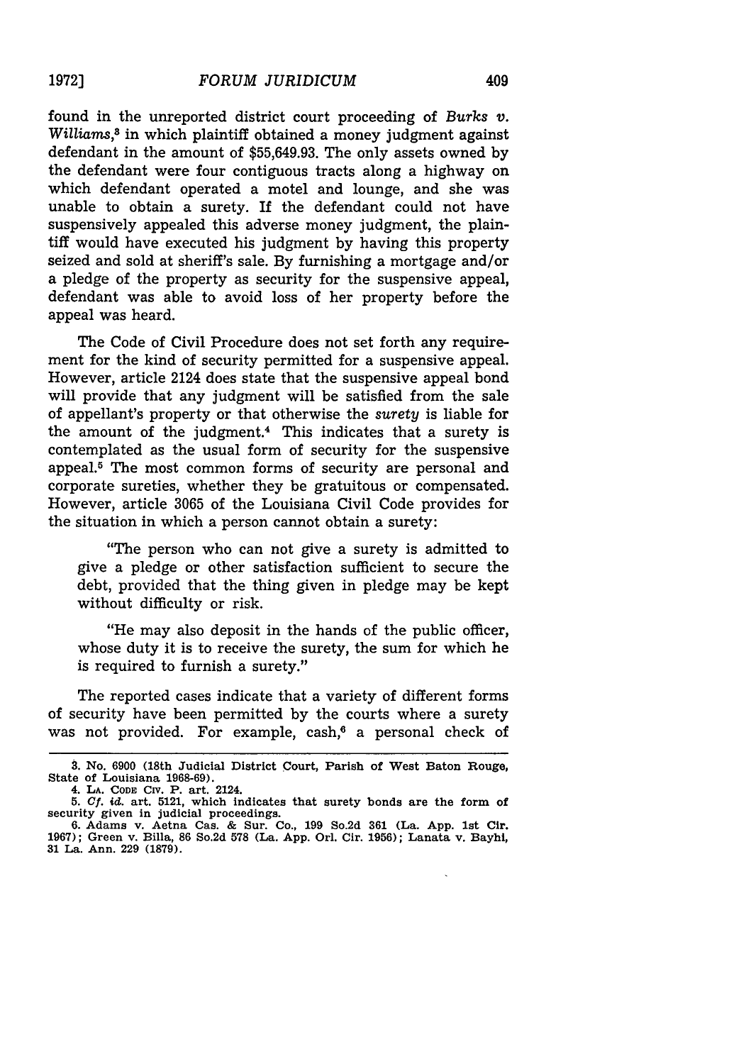found in the unreported district court proceeding of *Burks v. Williams*,[3] in which plaintiff obtained a money judgment against defendant in the amount of $55,649.93. The only assets owned by the defendant were four contiguous tracts along a highway on which defendant operated a motel and lounge, and she was unable to obtain a surety. If the defendant could not have suspensively appealed this adverse money judgment, the plaintiff would have executed his judgment by having this property seized and sold at sheriff's sale. By furnishing a mortgage and/or a pledge of the property as security for the suspensive appeal, defendant was able to avoid loss of her property before the appeal was heard.

The Code of Civil Procedure does not set forth any requirement for the kind of security permitted for a suspensive appeal. However, article 2124 does state that the suspensive appeal bond will provide that any judgment will be satisfied from the sale of appellant's property or that otherwise the *surety* is liable for the amount of the judgment.[4] This indicates that a surety is contemplated as the usual form of security for the suspensive appeal.[5] The most common forms of security are personal and corporate sureties, whether they be gratuitous or compensated. However, article 3065 of the Louisiana Civil Code provides for the situation in which a person cannot obtain a surety:

> "The person who can not give a surety is admitted to give a pledge or other satisfaction sufficient to secure the debt, provided that the thing given in pledge may be kept without difficulty or risk.
>
> "He may also deposit in the hands of the public officer, whose duty it is to receive the surety, the sum for which he is required to furnish a surety."

The reported cases indicate that a variety of different forms of security have been permitted by the courts where a surety was not provided. For example, cash,[6] a personal check of

---

3. No. 6900 (18th Judicial District Court, Parish of West Baton Rouge, State of Louisiana 1968-69).

4. LA. CODE CIV. P. art. 2124.

5. *Cf. id.* art. 5121, which indicates that surety bonds are the form of security given in judicial proceedings.

6. Adams v. Aetna Cas. & Sur. Co., 199 So.2d 361 (La. App. 1st Cir. 1967); Green v. Billa, 86 So.2d 578 (La. App. Orl. Cir. 1956); Lanata v. Bayhi, 31 La. Ann. 229 (1879).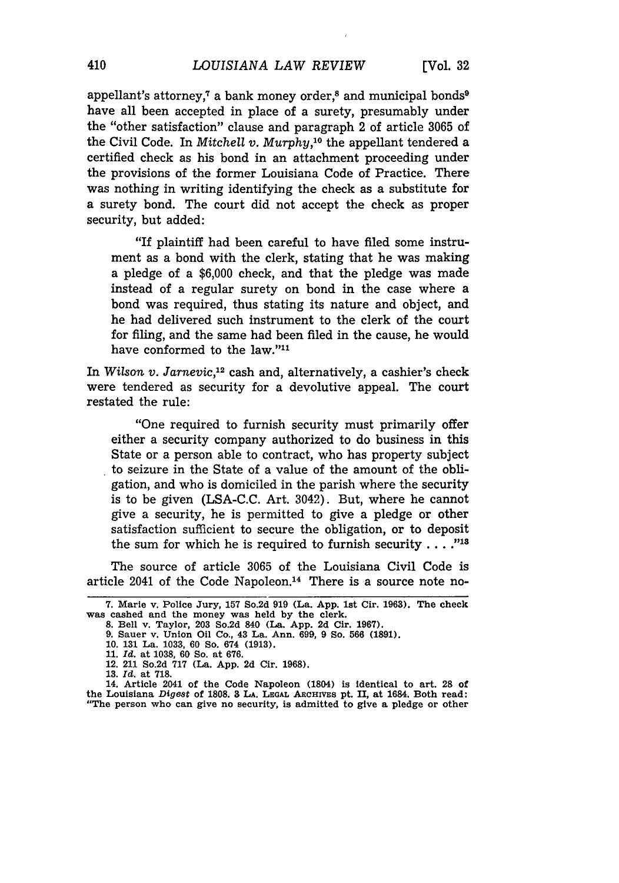appellant's attorney,[7] a bank money order,[8] and municipal bonds[9] have all been accepted in place of a surety, presumably under the "other satisfaction" clause and paragraph 2 of article 3065 of the Civil Code. In *Mitchell v. Murphy*,[10] the appellant tendered a certified check as his bond in an attachment proceeding under the provisions of the former Louisiana Code of Practice. There was nothing in writing identifying the check as a substitute for a surety bond. The court did not accept the check as proper security, but added:

> "If plaintiff had been careful to have filed some instrument as a bond with the clerk, stating that he was making a pledge of a $6,000 check, and that the pledge was made instead of a regular surety on bond in the case where a bond was required, thus stating its nature and object, and he had delivered such instrument to the clerk of the court for filing, and the same had been filed in the cause, he would have conformed to the law."[11]

In *Wilson v. Jarnevic*,[12] cash and, alternatively, a cashier's check were tendered as security for a devolutive appeal. The court restated the rule:

> "One required to furnish security must primarily offer either a security company authorized to do business in this State or a person able to contract, who has property subject to seizure in the State of a value of the amount of the obligation, and who is domiciled in the parish where the security is to be given (LSA-C.C. Art. 3042). But, where he cannot give a security, he is permitted to give a pledge or other satisfaction sufficient to secure the obligation, or to deposit the sum for which he is required to furnish security . . . ."[13]

The source of article 3065 of the Louisiana Civil Code is article 2041 of the Code Napoleon.[14] There is a source note no-

---

7. Marie v. Police Jury, 157 So.2d 919 (La. App. 1st Cir. 1963). The check was cashed and the money was held by the clerk.

8. Bell v. Taylor, 203 So.2d 840 (La. App. 2d Cir. 1967).

9. Sauer v. Union Oil Co., 43 La. Ann. 699, 9 So. 566 (1891).

10. 131 La. 1033, 60 So. 674 (1913).

11. *Id.* at 1038, 60 So. at 676.

12. 211 So.2d 717 (La. App. 2d Cir. 1968).

13. *Id.* at 718.

14. Article 2041 of the Code Napoleon (1804) is identical to art. 28 of the Louisiana *Digest* of 1808. 3 LA. LEGAL ARCHIVES pt. II, at 1684. Both read: "The person who can give no security, is admitted to give a pledge or other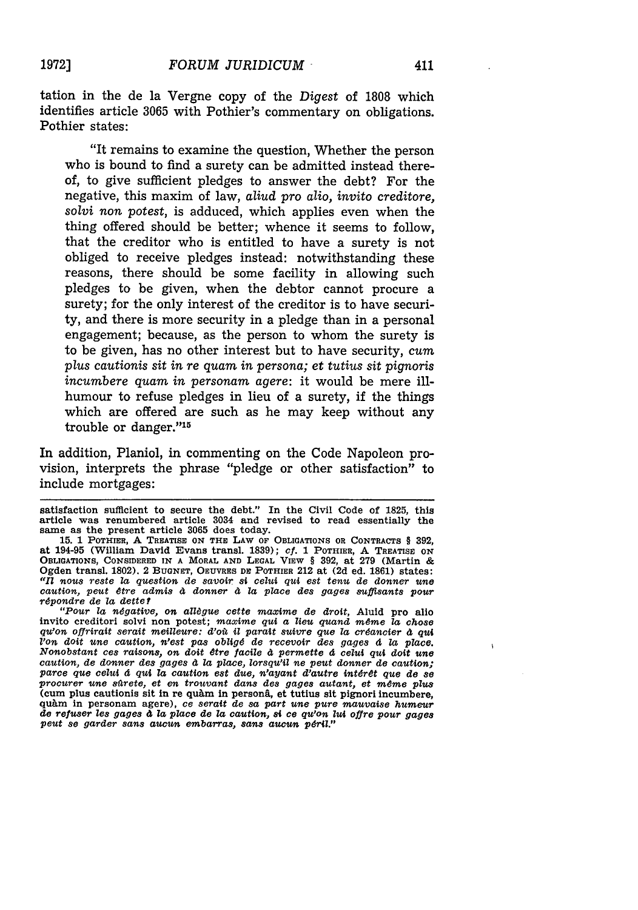tation in the de la Vergne copy of the *Digest* of 1808 which identifies article 3065 with Pothier's commentary on obligations. Pothier states:

> "It remains to examine the question, Whether the person who is bound to find a surety can be admitted instead thereof, to give sufficient pledges to answer the debt? For the negative, this maxim of law, *aliud pro alio, invito creditore, solvi non potest*, is adduced, which applies even when the thing offered should be better; whence it seems to follow, that the creditor who is entitled to have a surety is not obliged to receive pledges instead: notwithstanding these reasons, there should be some facility in allowing such pledges to be given, when the debtor cannot procure a surety; for the only interest of the creditor is to have security, and there is more security in a pledge than in a personal engagement; because, as the person to whom the surety is to be given, has no other interest but to have security, *cum plus cautionis sit in re quam in persona; et tutius sit pignoris incumbere quam in personam agere*: it would be mere ill-humour to refuse pledges in lieu of a surety, if the things which are offered are such as he may keep without any trouble or danger."[15]

In addition, Planiol, in commenting on the Code Napoleon provision, interprets the phrase "pledge or other satisfaction" to include mortgages:

---

satisfaction sufficient to secure the debt." In the Civil Code of 1825, this article was renumbered article 3034 and revised to read essentially the same as the present article 3065 does today.

15. 1 POTHIER, A TREATISE ON THE LAW OF OBLIGATIONS OR CONTRACTS § 392, at 194-95 (William David Evans transl. 1839); *cf.* 1 POTHIER, A TREATISE ON OBLIGATIONS, CONSIDERED IN A MORAL AND LEGAL VIEW § 392, at 279 (Martin & Ogden transl. 1802). 2 BUGNET, OEUVRES DE POTHIER 212 at (2d ed. 1861) states: *"Il nous reste la question de savoir si celui qui est tenu de donner une caution, peut être admis à donner à la place des gages suffisants pour répondre de la dette?*

*"Pour la négative, on allègue cette maxime de droit,* Aluid pro alio invito creditori solvi non potest; *maxime qui a lieu quand même la chose qu'on offrirait serait meilleure: d'où il paraît suivre que la créancier à qui l'on doit une caution, n'est pas obligé de recevoir des gages à la place. Nonobstant ces raisons, on doit être facile à permette à celui qui doit une caution, de donner des gages à la place, lorsqu'il ne peut donner de caution; parce que celui à qui la caution est due, n'ayant d'autre intérêt que de se procurer une sûrete, et en trouvant dans des gages autant, et même plus* (cum plus cautionis sit in re quàm in personâ, et tutius sit pignori incumbere, quàm in personam agere), *ce serait de sa part une pure mauvaise humeur de refuser les gages à la place de la caution, si ce qu'on lui offre pour gages peut se garder sans aucun embarras, sans aucun péril."*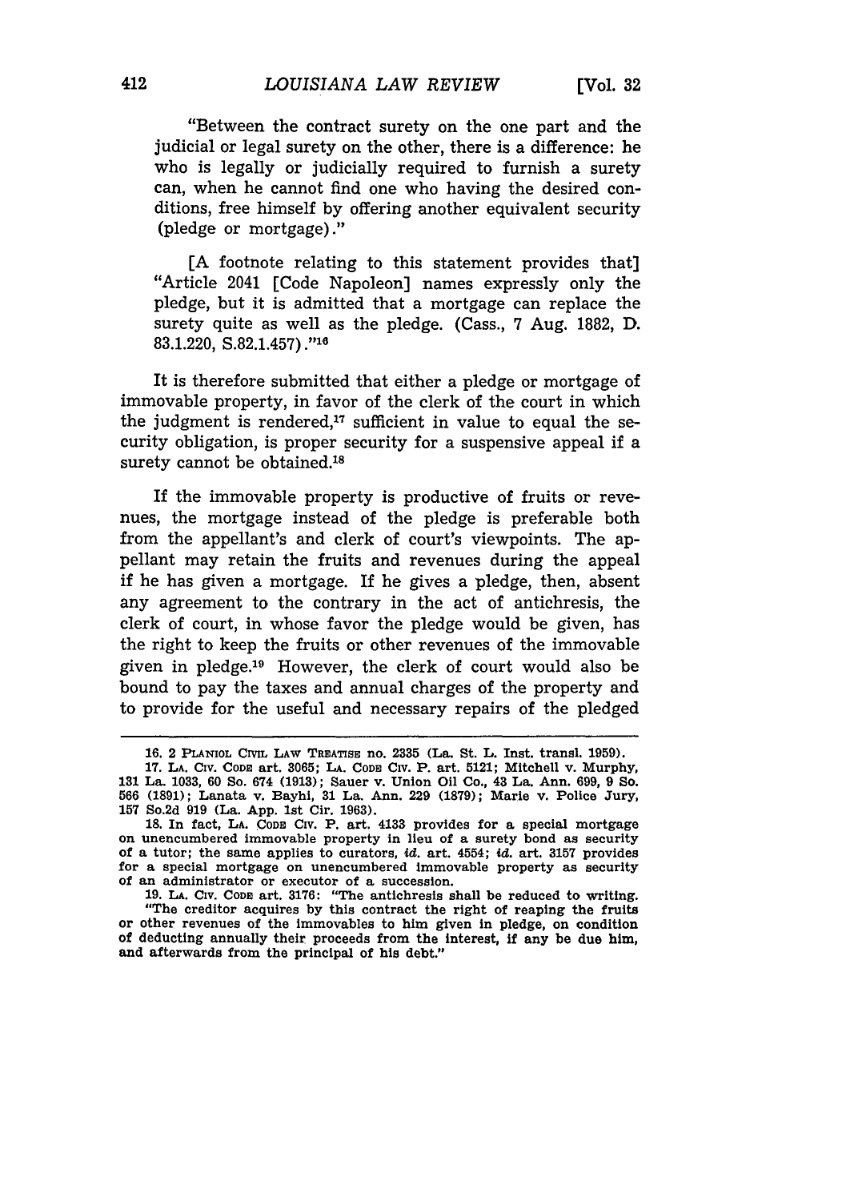"Between the contract surety on the one part and the judicial or legal surety on the other, there is a difference: he who is legally or judicially required to furnish a surety can, when he cannot find one who having the desired conditions, free himself by offering another equivalent security (pledge or mortgage)."

[A footnote relating to this statement provides that] "Article 2041 [Code Napoleon] names expressly only the pledge, but it is admitted that a mortgage can replace the surety quite as well as the pledge. (Cass., 7 Aug. 1882, D. 83.1.220, S.82.1.457)."[16]

It is therefore submitted that either a pledge or mortgage of immovable property, in favor of the clerk of the court in which the judgment is rendered,[17] sufficient in value to equal the security obligation, is proper security for a suspensive appeal if a surety cannot be obtained.[18]

If the immovable property is productive of fruits or revenues, the mortgage instead of the pledge is preferable both from the appellant's and clerk of court's viewpoints. The appellant may retain the fruits and revenues during the appeal if he has given a mortgage. If he gives a pledge, then, absent any agreement to the contrary in the act of antichresis, the clerk of court, in whose favor the pledge would be given, has the right to keep the fruits or other revenues of the immovable given in pledge.[19] However, the clerk of court would also be bound to pay the taxes and annual charges of the property and to provide for the useful and necessary repairs of the pledged

---

16. 2 PLANIOL CIVIL LAW TREATISE no. 2335 (La. St. L. Inst. transl. 1959).

17. LA. CIV. CODE art. 3065; LA. CODE CIV. P. art. 5121; Mitchell v. Murphy, 131 La. 1033, 60 So. 674 (1913); Sauer v. Union Oil Co., 43 La. Ann. 699, 9 So. 566 (1891); Lanata v. Bayhi, 31 La. Ann. 229 (1879); Marie v. Police Jury, 157 So.2d 919 (La. App. 1st Cir. 1963).

18. In fact, LA. CODE CIV. P. art. 4133 provides for a special mortgage on unencumbered immovable property in lieu of a surety bond as security of a tutor; the same applies to curators, *id.* art. 4554; *id.* art. 3157 provides for a special mortgage on unencumbered immovable property as security of an administrator or executor of a succession.

19. LA. CIV. CODE art. 3176: "The antichresis shall be reduced to writing. "The creditor acquires by this contract the right of reaping the fruits or other revenues of the immovables to him given in pledge, on condition of deducting annually their proceeds from the interest, if any be due him, and afterwards from the principal of his debt."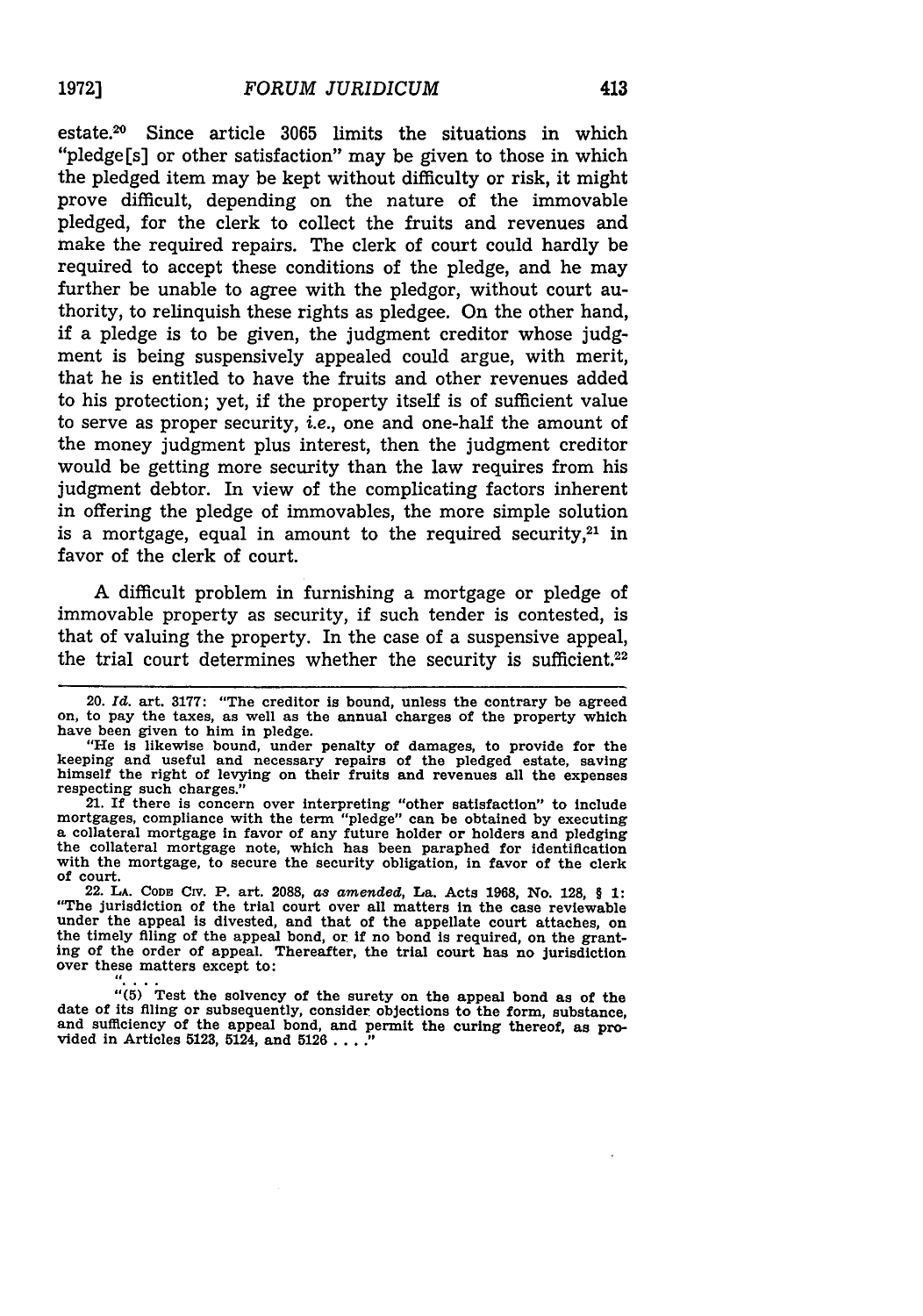estate.[20] Since article 3065 limits the situations in which "pledge[s] or other satisfaction" may be given to those in which the pledged item may be kept without difficulty or risk, it might prove difficult, depending on the nature of the immovable pledged, for the clerk to collect the fruits and revenues and make the required repairs. The clerk of court could hardly be required to accept these conditions of the pledge, and he may further be unable to agree with the pledgor, without court authority, to relinquish these rights as pledgee. On the other hand, if a pledge is to be given, the judgment creditor whose judgment is being suspensively appealed could argue, with merit, that he is entitled to have the fruits and other revenues added to his protection; yet, if the property itself is of sufficient value to serve as proper security, *i.e.*, one and one-half the amount of the money judgment plus interest, then the judgment creditor would be getting more security than the law requires from his judgment debtor. In view of the complicating factors inherent in offering the pledge of immovables, the more simple solution is a mortgage, equal in amount to the required security,[21] in favor of the clerk of court.

A difficult problem in furnishing a mortgage or pledge of immovable property as security, if such tender is contested, is that of valuing the property. In the case of a suspensive appeal, the trial court determines whether the security is sufficient.[22]

---

20. *Id.* art. 3177: "The creditor is bound, unless the contrary be agreed on, to pay the taxes, as well as the annual charges of the property which have been given to him in pledge.

"He is likewise bound, under penalty of damages, to provide for the keeping and useful and necessary repairs of the pledged estate, saving himself the right of levying on their fruits and revenues all the expenses respecting such charges."

21. If there is concern over interpreting "other satisfaction" to include mortgages, compliance with the term "pledge" can be obtained by executing a collateral mortgage in favor of any future holder or holders and pledging the collateral mortgage note, which has been paraphed for identification with the mortgage, to secure the security obligation, in favor of the clerk of court.

22. LA. CODE CIV. P. art. 2088, *as amended*, La. Acts 1968, No. 128, § 1: "The jurisdiction of the trial court over all matters in the case reviewable under the appeal is divested, and that of the appellate court attaches, on the timely filing of the appeal bond, or if no bond is required, on the granting of the order of appeal. Thereafter, the trial court has no jurisdiction over these matters except to:

". . . .

"(5) Test the solvency of the surety on the appeal bond as of the date of its filing or subsequently, consider objections to the form, substance, and sufficiency of the appeal bond, and permit the curing thereof, as provided in Articles 5123, 5124, and 5126 . . . ."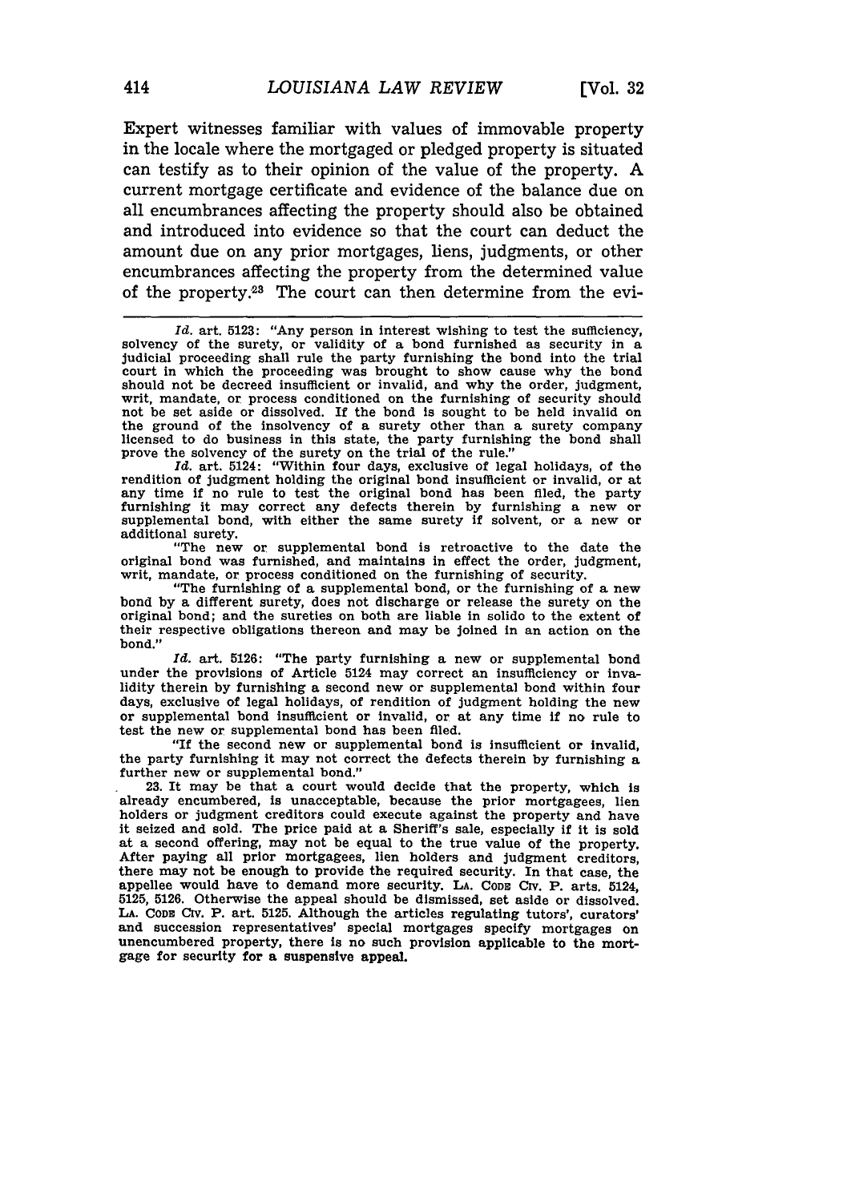Expert witnesses familiar with values of immovable property in the locale where the mortgaged or pledged property is situated can testify as to their opinion of the value of the property. A current mortgage certificate and evidence of the balance due on all encumbrances affecting the property should also be obtained and introduced into evidence so that the court can deduct the amount due on any prior mortgages, liens, judgments, or other encumbrances affecting the property from the determined value of the property.[23] The court can then determine from the evi-

---

*Id.* art. 5123: "Any person in interest wishing to test the sufficiency, solvency of the surety, or validity of a bond furnished as security in a judicial proceeding shall rule the party furnishing the bond into the trial court in which the proceeding was brought to show cause why the bond should not be decreed insufficient or invalid, and why the order, judgment, writ, mandate, or process conditioned on the furnishing of security should not be set aside or dissolved. If the bond is sought to be held invalid on the ground of the insolvency of a surety other than a surety company licensed to do business in this state, the party furnishing the bond shall prove the solvency of the surety on the trial of the rule."

*Id.* art. 5124: "Within four days, exclusive of legal holidays, of the rendition of judgment holding the original bond insufficient or invalid, or at any time if no rule to test the original bond has been filed, the party furnishing it may correct any defects therein by furnishing a new or supplemental bond, with either the same surety if solvent, or a new or additional surety.

"The new or supplemental bond is retroactive to the date the original bond was furnished, and maintains in effect the order, judgment, writ, mandate, or process conditioned on the furnishing of security.

"The furnishing of a supplemental bond, or the furnishing of a new bond by a different surety, does not discharge or release the surety on the original bond; and the sureties on both are liable in solido to the extent of their respective obligations thereon and may be joined in an action on the bond."

*Id.* art. 5126: "The party furnishing a new or supplemental bond under the provisions of Article 5124 may correct an insufficiency or invalidity therein by furnishing a second new or supplemental bond within four days, exclusive of legal holidays, of rendition of judgment holding the new or supplemental bond insufficient or invalid, or at any time if no rule to test the new or supplemental bond has been filed.

"If the second new or supplemental bond is insufficient or invalid, the party furnishing it may not correct the defects therein by furnishing a further new or supplemental bond."

23. It may be that a court would decide that the property, which is already encumbered, is unacceptable, because the prior mortgagees, lien holders or judgment creditors could execute against the property and have it seized and sold. The price paid at a Sheriff's sale, especially if it is sold at a second offering, may not be equal to the true value of the property. After paying all prior mortgagees, lien holders and judgment creditors, there may not be enough to provide the required security. In that case, the appellee would have to demand more security. LA. CODE CIV. P. arts. 5124, 5125, 5126. Otherwise the appeal should be dismissed, set aside or dissolved. LA. CODE CIV. P. art. 5125. Although the articles regulating tutors', curators' and succession representatives' special mortgages specify mortgages on unencumbered property, there is no such provision applicable to the mortgage for security for a suspensive appeal.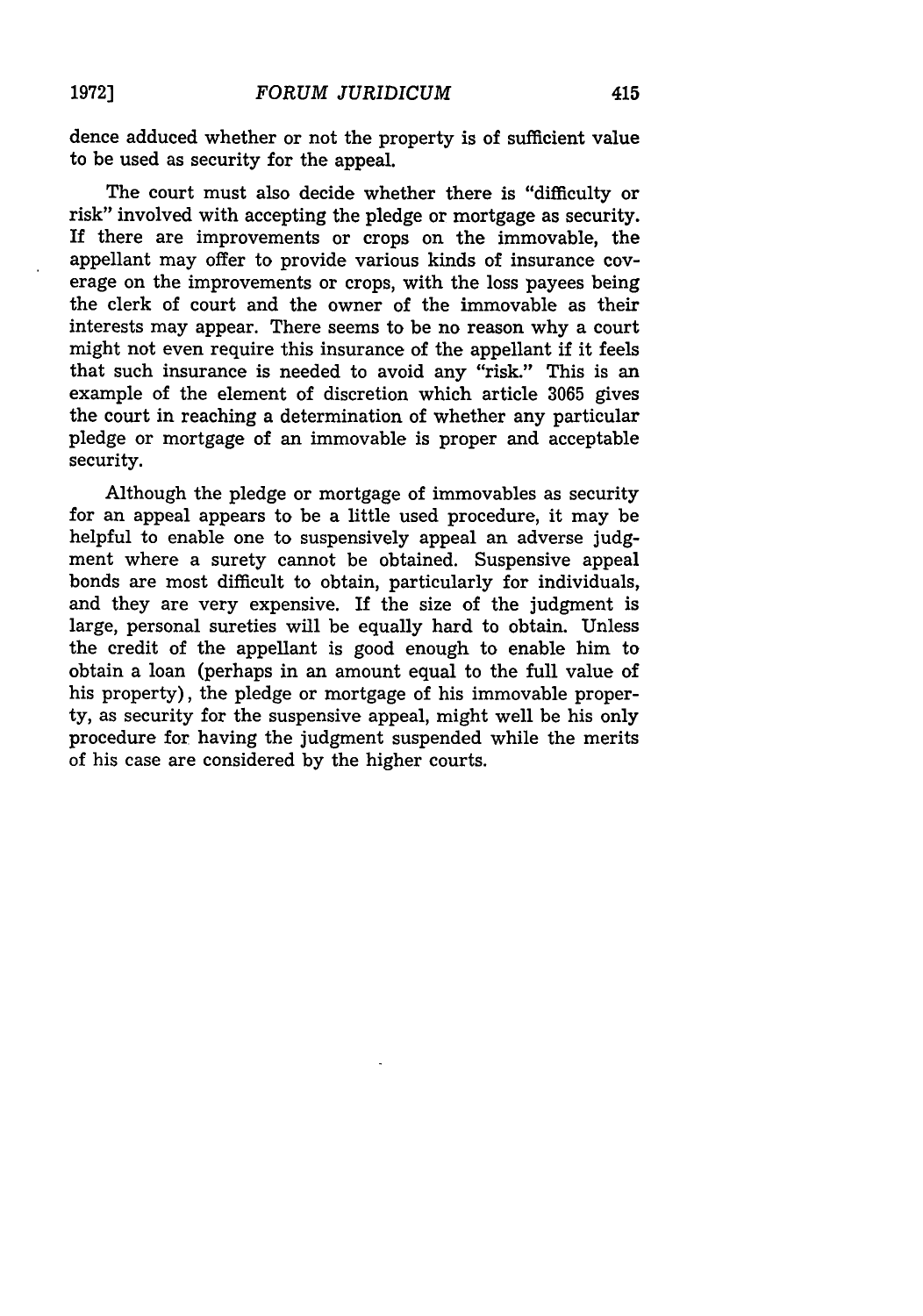dence adduced whether or not the property is of sufficient value to be used as security for the appeal.

The court must also decide whether there is "difficulty or risk" involved with accepting the pledge or mortgage as security. If there are improvements or crops on the immovable, the appellant may offer to provide various kinds of insurance coverage on the improvements or crops, with the loss payees being the clerk of court and the owner of the immovable as their interests may appear. There seems to be no reason why a court might not even require this insurance of the appellant if it feels that such insurance is needed to avoid any "risk." This is an example of the element of discretion which article 3065 gives the court in reaching a determination of whether any particular pledge or mortgage of an immovable is proper and acceptable security.

Although the pledge or mortgage of immovables as security for an appeal appears to be a little used procedure, it may be helpful to enable one to suspensively appeal an adverse judgment where a surety cannot be obtained. Suspensive appeal bonds are most difficult to obtain, particularly for individuals, and they are very expensive. If the size of the judgment is large, personal sureties will be equally hard to obtain. Unless the credit of the appellant is good enough to enable him to obtain a loan (perhaps in an amount equal to the full value of his property), the pledge or mortgage of his immovable property, as security for the suspensive appeal, might well be his only procedure for having the judgment suspended while the merits of his case are considered by the higher courts.